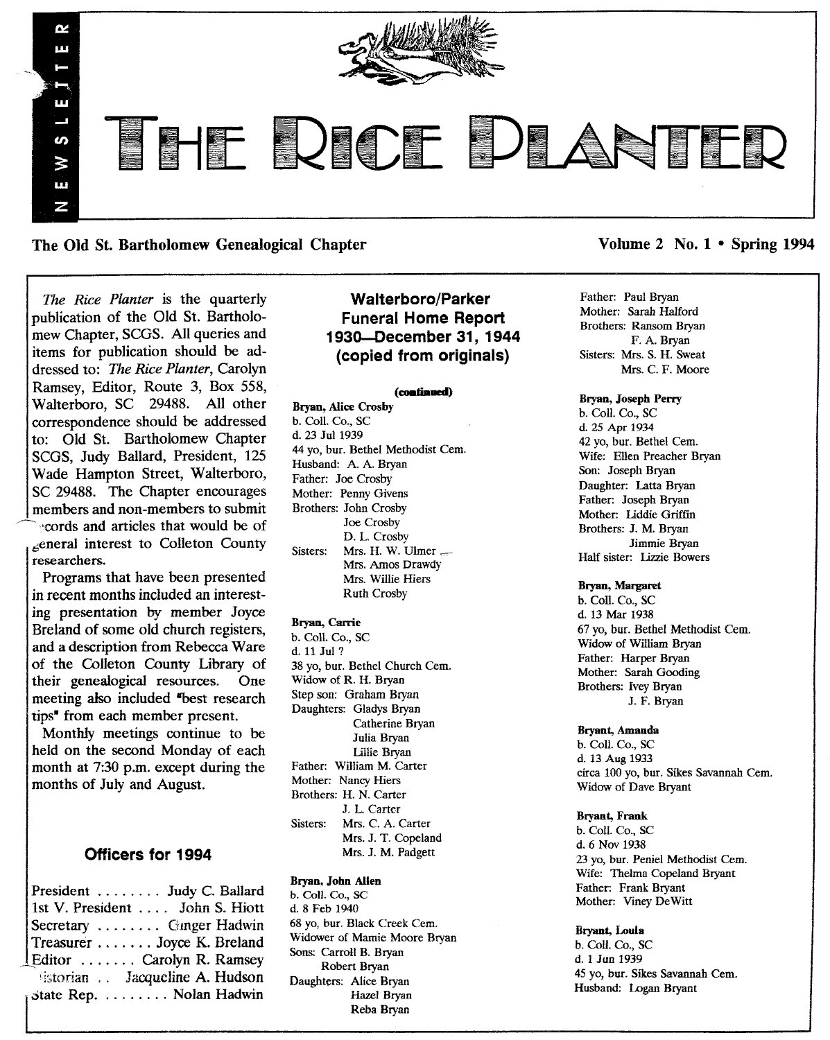# THE RICE PLANTER

NEWSLETTER

**The Old St. Bartholomew Genealogical Chapter** — **Volume 2 No. 1 • Spring 1994**

*The Rice Planter* is the quarterly publication of the Old St. Bartholomew Chapter, SCGS. All queries and items for publication should be addressed to: *The Rice Planter*, Carolyn Ramsey, Editor, Route 3, Box 558, Walterboro, SC 29488. All other correspondence should be addressed to: Old St. Bartholomew Chapter SCGS, Judy Ballard, President, 125 Wade Hampton Street, Walterboro, SC 29488. The Chapter encourages members and non-members to submit records and articles that would be of general interest to Colleton County researchers.

Programs that have been presented in recent months included an interesting presentation by member Joyce Breland of some old church registers, and a description from Rebecca Ware of the Colleton County Library of their genealogical resources. One meeting also included "best research tips" from each member present.

Monthly meetings continue to be held on the second Monday of each month at 7:30 p.m. except during the months of July and August.

## Officers for 1994

President ........ Judy C. Ballard
1st V. President .... John S. Hiott
Secretary ........ Ginger Hadwin
Treasurer ....... Joyce K. Breland
Editor ....... Carolyn R. Ramsey
Historian .. Jacqueline A. Hudson
State Rep. ........ Nolan Hadwin

## Walterboro/Parker Funeral Home Report 1930—December 31, 1944 (copied from originals)

**(continued)**

**Bryan, Alice Crosby**
b. Coll. Co., SC
d. 23 Jul 1939
44 yo, bur. Bethel Methodist Cem.
Husband: A. A. Bryan
Father: Joe Crosby
Mother: Penny Givens
Brothers: John Crosby
Joe Crosby
D. L. Crosby
Sisters: Mrs. H. W. Ulmer
Mrs. Amos Drawdy
Mrs. Willie Hiers
Ruth Crosby

**Bryan, Carrie**
b. Coll. Co., SC
d. 11 Jul ?
38 yo, bur. Bethel Church Cem.
Widow of R. H. Bryan
Step son: Graham Bryan
Daughters: Gladys Bryan
Catherine Bryan
Julia Bryan
Lilie Bryan
Father: William M. Carter
Mother: Nancy Hiers
Brothers: H. N. Carter
J. L. Carter
Sisters: Mrs. C. A. Carter
Mrs. J. T. Copeland
Mrs. J. M. Padgett

**Bryan, John Allen**
b. Coll. Co., SC
d. 8 Feb 1940
68 yo, bur. Black Creek Cem.
Widower of Mamie Moore Bryan
Sons: Carroll B. Bryan
Robert Bryan
Daughters: Alice Bryan
Hazel Bryan
Reba Bryan
Father: Paul Bryan
Mother: Sarah Halford
Brothers: Ransom Bryan
F. A. Bryan
Sisters: Mrs. S. H. Sweat
Mrs. C. F. Moore

**Bryan, Joseph Perry**
b. Coll. Co., SC
d. 25 Apr 1934
42 yo, bur. Bethel Cem.
Wife: Ellen Preacher Bryan
Son: Joseph Bryan
Daughter: Latta Bryan
Father: Joseph Bryan
Mother: Liddie Griffin
Brothers: J. M. Bryan
Jimmie Bryan
Half sister: Lizzie Bowers

**Bryan, Margaret**
b. Coll. Co., SC
d. 13 Mar 1938
67 yo, bur. Bethel Methodist Cem.
Widow of William Bryan
Father: Harper Bryan
Mother: Sarah Gooding
Brothers: Ivey Bryan
J. F. Bryan

**Bryant, Amanda**
b. Coll. Co., SC
d. 13 Aug 1933
circa 100 yo, bur. Sikes Savannah Cem.
Widow of Dave Bryant

**Bryant, Frank**
b. Coll. Co., SC
d. 6 Nov 1938
23 yo, bur. Peniel Methodist Cem.
Wife: Thelma Copeland Bryant
Father: Frank Bryant
Mother: Viney DeWitt

**Bryant, Loula**
b. Coll. Co., SC
d. 1 Jun 1939
45 yo, bur. Sikes Savannah Cem.
Husband: Logan Bryant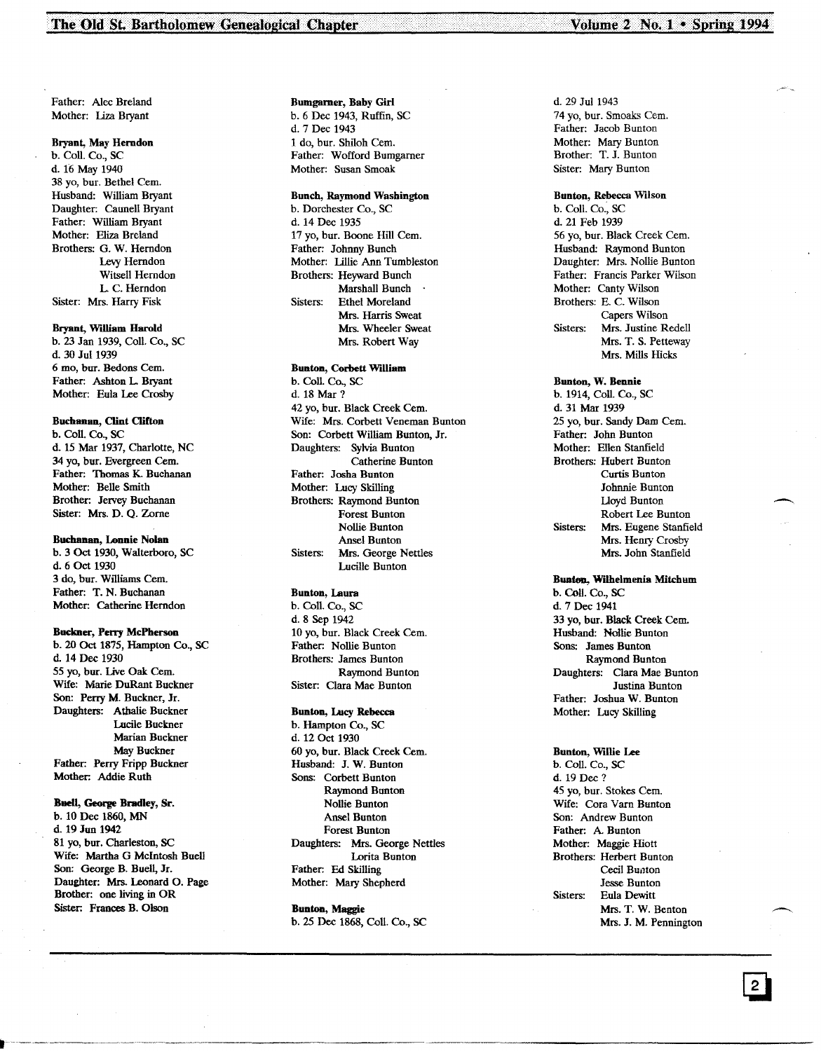Father: Alec Breland
Mother: Liza Bryant

**Bryant, May Herndon**
b. Coll. Co., SC
d. 16 May 1940
38 yo, bur. Bethel Cem.
Husband: William Bryant
Daughter: Caunell Bryant
Father: William Bryant
Mother: Eliza Breland
Brothers: G. W. Herndon
Levy Herndon
Witsell Herndon
L. C. Herndon
Sister: Mrs. Harry Fisk

**Bryant, William Harold**
b. 23 Jan 1939, Coll. Co., SC
d. 30 Jul 1939
6 mo, bur. Bedons Cem.
Father: Ashton L. Bryant
Mother: Eula Lee Crosby

**Buchanan, Clint Clifton**
b. Coll. Co., SC
d. 15 Mar 1937, Charlotte, NC
34 yo, bur. Evergreen Cem.
Father: Thomas K. Buchanan
Mother: Belle Smith
Brother: Jervey Buchanan
Sister: Mrs. D. Q. Zorne

**Buchanan, Lonnie Nolan**
b. 3 Oct 1930, Walterboro, SC
d. 6 Oct 1930
3 do, bur. Williams Cem.
Father: T. N. Buchanan
Mother: Catherine Herndon

**Buckner, Perry McPherson**
b. 20 Oct 1875, Hampton Co., SC
d. 14 Dec 1930
55 yo, bur. Live Oak Cem.
Wife: Marie DuRant Buckner
Son: Perry M. Buckner, Jr.
Daughters: Athalie Buckner
Lucile Buckner
Marian Buckner
May Buckner
Father: Perry Fripp Buckner
Mother: Addie Ruth

**Buell, George Bradley, Sr.**
b. 10 Dec 1860, MN
d. 19 Jun 1942
81 yo, bur. Charleston, SC
Wife: Martha G McIntosh Buell
Son: George B. Buell, Jr.
Daughter: Mrs. Leonard O. Page
Brother: one living in OR
Sister: Frances B. Olson

**Bumgarner, Baby Girl**
b. 6 Dec 1943, Ruffin, SC
d. 7 Dec 1943
1 do, bur. Shiloh Cem.
Father: Wofford Bumgarner
Mother: Susan Smoak

**Bunch, Raymond Washington**
b. Dorchester Co., SC
d. 14 Dec 1935
17 yo, bur. Boone Hill Cem.
Father: Johnny Bunch
Mother: Lillie Ann Tumbleston
Brothers: Heyward Bunch
Marshall Bunch
Sisters: Ethel Moreland
Mrs. Harris Sweat
Mrs. Wheeler Sweat
Mrs. Robert Way

**Bunton, Corbett William**
b. Coll. Co., SC
d. 18 Mar ?
42 yo, bur. Black Creek Cem.
Wife: Mrs. Corbett Veneman Bunton
Son: Corbett William Bunton, Jr.
Daughters: Sylvia Bunton
Catherine Bunton
Father: Josha Bunton
Mother: Lucy Skilling
Brothers: Raymond Bunton
Forest Bunton
Nollie Bunton
Ansel Bunton
Sisters: Mrs. George Nettles
Lucille Bunton

**Bunton, Laura**
b. Coll. Co., SC
d. 8 Sep 1942
10 yo, bur. Black Creek Cem.
Father: Nollie Bunton
Brothers: James Bunton
Raymond Bunton
Sister: Clara Mae Bunton

**Bunton, Lucy Rebecca**
b. Hampton Co., SC
d. 12 Oct 1930
60 yo, bur. Black Creek Cem.
Husband: J. W. Bunton
Sons: Corbett Bunton
Raymond Bunton
Nollie Bunton
Ansel Bunton
Forest Bunton
Daughters: Mrs. George Nettles
Lorita Bunton
Father: Ed Skilling
Mother: Mary Shepherd

**Bunton, Maggie**
b. 25 Dec 1868, Coll. Co., SC
d. 29 Jul 1943
74 yo, bur. Smoaks Cem.
Father: Jacob Bunton
Mother: Mary Bunton
Brother: T. J. Bunton
Sister: Mary Bunton

**Bunton, Rebecca Wilson**
b. Coll. Co., SC
d. 21 Feb 1939
56 yo, bur. Black Creek Cem.
Husband: Raymond Bunton
Daughter: Mrs. Nollie Bunton
Father: Francis Parker Wilson
Mother: Canty Wilson
Brothers: E. C. Wilson
Capers Wilson
Sisters: Mrs. Justine Redell
Mrs. T. S. Petteway
Mrs. Mills Hicks

**Bunton, W. Bennie**
b. 1914, Coll. Co., SC
d. 31 Mar 1939
25 yo, bur. Sandy Dam Cem.
Father: John Bunton
Mother: Ellen Stanfield
Brothers: Hubert Bunton
Curtis Bunton
Johnnie Bunton
Lloyd Bunton
Robert Lee Bunton
Sisters: Mrs. Eugene Stanfield
Mrs. Henry Crosby
Mrs. John Stanfield

**Bunton, Wilhelmenia Mitchum**
b. Coll. Co., SC
d. 7 Dec 1941
33 yo, bur. Black Creek Cem.
Husband: Nollie Bunton
Sons: James Bunton
Raymond Bunton
Daughters: Clara Mae Bunton
Justina Bunton
Father: Joshua W. Bunton
Mother: Lucy Skilling

**Bunton, Willie Lee**
b. Coll. Co., SC
d. 19 Dec ?
45 yo, bur. Stokes Cem.
Wife: Cora Varn Bunton
Son: Andrew Bunton
Father: A. Bunton
Mother: Maggie Hiott
Brothers: Herbert Bunton
Cecil Bunton
Jesse Bunton
Sisters: Eula Dewitt
Mrs. T. W. Benton
Mrs. J. M. Pennington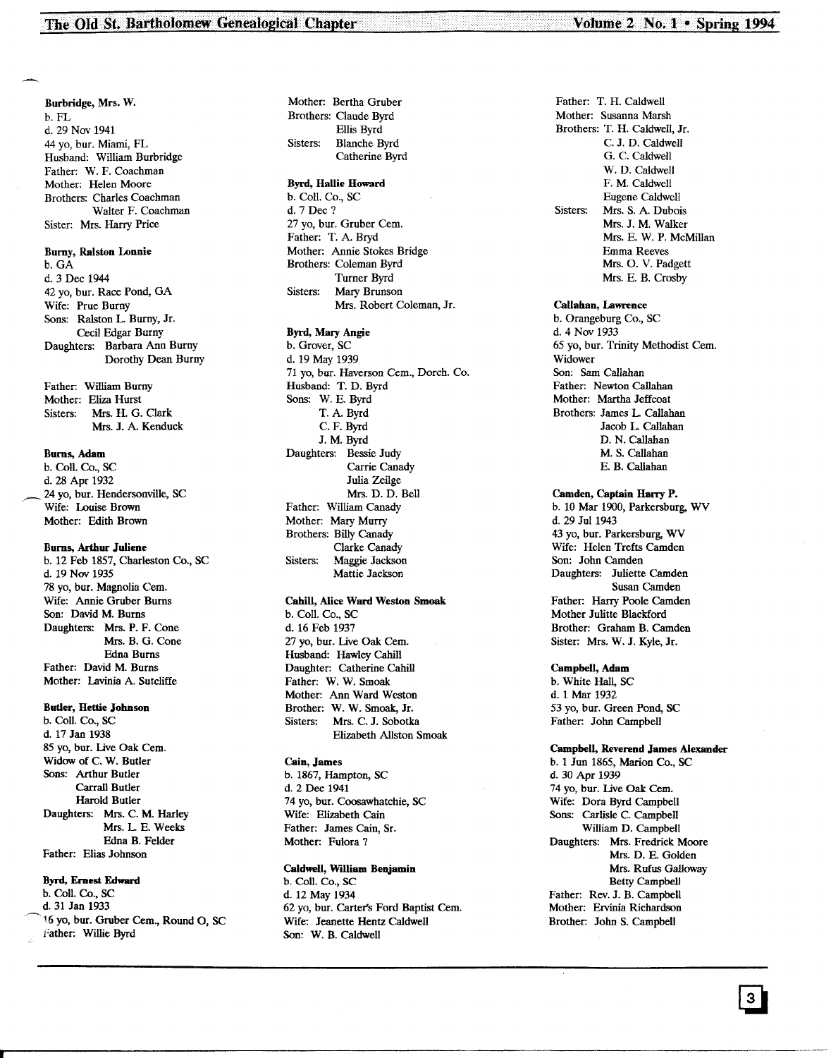**Burbridge, Mrs. W.**
b. FL
d. 29 Nov 1941
44 yo, bur. Miami, FL
Husband: William Burbridge
Father: W. F. Coachman
Mother: Helen Moore
Brothers: Charles Coachman
Walter F. Coachman
Sister: Mrs. Harry Price

**Burny, Ralston Lonnie**
b. GA
d. 3 Dec 1944
42 yo, bur. Race Pond, GA
Wife: Prue Burny
Sons: Ralston L. Burny, Jr.
Cecil Edgar Burny
Daughters: Barbara Ann Burny
Dorothy Dean Burny

Father: William Burny
Mother: Eliza Hurst
Sisters: Mrs. H. G. Clark
Mrs. J. A. Kenduck

**Burns, Adam**
b. Coll. Co., SC
d. 28 Apr 1932
24 yo, bur. Hendersonville, SC
Wife: Louise Brown
Mother: Edith Brown

**Burns, Arthur Juliene**
b. 12 Feb 1857, Charleston Co., SC
d. 19 Nov 1935
78 yo, bur. Magnolia Cem.
Wife: Annie Gruber Burns
Son: David M. Burns
Daughters: Mrs. P. F. Cone
Mrs. B. G. Cone
Edna Burns
Father: David M. Burns
Mother: Lavinia A. Sutcliffe

**Butler, Hettie Johnson**
b. Coll. Co., SC
d. 17 Jan 1938
85 yo, bur. Live Oak Cem.
Widow of C. W. Butler
Sons: Arthur Butler
Carrall Butler
Harold Butler
Daughters: Mrs. C. M. Harley
Mrs. L. E. Weeks
Edna B. Felder
Father: Elias Johnson

**Byrd, Ernest Edward**
b. Coll. Co., SC
d. 31 Jan 1933
16 yo, bur. Gruber Cem., Round O, SC
Father: Willie Byrd
Mother: Bertha Gruber
Brothers: Claude Byrd
Ellis Byrd
Sisters: Blanche Byrd
Catherine Byrd

**Byrd, Hallie Howard**
b. Coll. Co., SC
d. 7 Dec ?
27 yo, bur. Gruber Cem.
Father: T. A. Bryd
Mother: Annie Stokes Bridge
Brothers: Coleman Byrd
Turner Byrd
Sisters: Mary Brunson
Mrs. Robert Coleman, Jr.

**Byrd, Mary Angie**
b. Grover, SC
d. 19 May 1939
71 yo, bur. Haverson Cem., Dorch. Co.
Husband: T. D. Byrd
Sons: W. E. Byrd
T. A. Byrd
C. F. Byrd
J. M. Byrd
Daughters: Bessie Judy
Carrie Canady
Julia Zeilge
Mrs. D. D. Bell
Father: William Canady
Mother: Mary Murry
Brothers: Billy Canady
Clarke Canady
Sisters: Maggie Jackson
Mattie Jackson

**Cahill, Alice Ward Weston Smoak**
b. Coll. Co., SC
d. 16 Feb 1937
27 yo, bur. Live Oak Cem.
Husband: Hawley Cahill
Daughter: Catherine Cahill
Father: W. W. Smoak
Mother: Ann Ward Weston
Brother: W. W. Smoak, Jr.
Sisters: Mrs. C. J. Sobotka
Elizabeth Allston Smoak

**Cain, James**
b. 1867, Hampton, SC
d. 2 Dec 1941
74 yo, bur. Coosawhatchie, SC
Wife: Elizabeth Cain
Father: James Cain, Sr.
Mother: Fulora ?

**Caldwell, William Benjamin**
b. Coll. Co., SC
d. 12 May 1934
62 yo, bur. Carter's Ford Baptist Cem.
Wife: Jeanette Hentz Caldwell
Son: W. B. Caldwell
Father: T. H. Caldwell
Mother: Susanna Marsh
Brothers: T. H. Caldwell, Jr.
C. J. D. Caldwell
G. C. Caldwell
W. D. Caldwell
F. M. Caldwell
Eugene Caldwell
Sisters: Mrs. S. A. Dubois
Mrs. J. M. Walker
Mrs. E. W. P. McMillan
Emma Reeves
Mrs. O. V. Padgett
Mrs. E. B. Crosby

**Callahan, Lawrence**
b. Orangeburg Co., SC
d. 4 Nov 1933
65 yo, bur. Trinity Methodist Cem.
Widower
Son: Sam Callahan
Father: Newton Callahan
Mother: Martha Jeffcoat
Brothers: James L. Callahan
Jacob L. Callahan
D. N. Callahan
M. S. Callahan
E. B. Callahan

**Camden, Captain Harry P.**
b. 10 Mar 1900, Parkersburg, WV
d. 29 Jul 1943
43 yo, bur. Parkersburg, WV
Wife: Helen Trefts Camden
Son: John Camden
Daughters: Juliette Camden
Susan Camden
Father: Harry Poole Camden
Mother Julitte Blackford
Brother: Graham B. Camden
Sister: Mrs. W. J. Kyle, Jr.

**Campbell, Adam**
b. White Hall, SC
d. 1 Mar 1932
53 yo, bur. Green Pond, SC
Father: John Campbell

**Campbell, Reverend James Alexander**
b. 1 Jun 1865, Marion Co., SC
d. 30 Apr 1939
74 yo, bur. Live Oak Cem.
Wife: Dora Byrd Campbell
Sons: Carlisle C. Campbell
William D. Campbell
Daughters: Mrs. Fredrick Moore
Mrs. D. E. Golden
Mrs. Rufus Galloway
Betty Campbell
Father: Rev. J. B. Campbell
Mother: Ervinia Richardson
Brother: John S. Campbell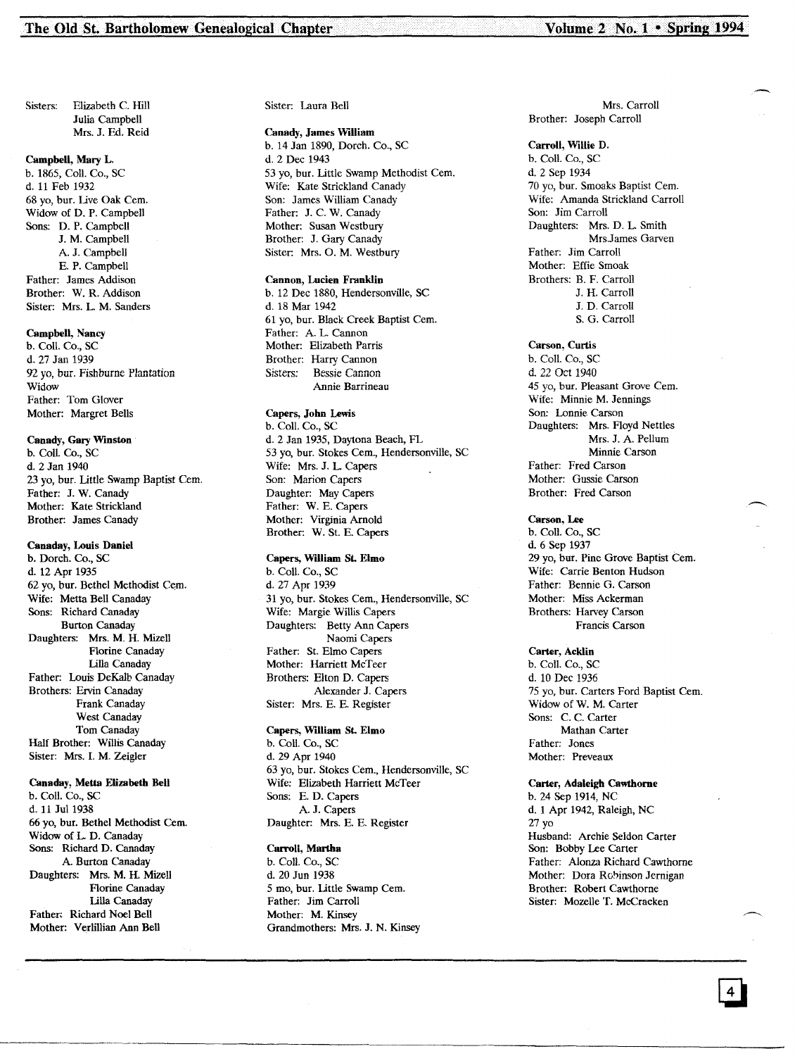Sisters: Elizabeth C. Hill
Julia Campbell
Mrs. J. Ed. Reid

**Campbell, Mary L.**
b. 1865, Coll. Co., SC
d. 11 Feb 1932
68 yo, bur. Live Oak Cem.
Widow of D. P. Campbell
Sons: D. P. Campbell
J. M. Campbell
A. J. Campbell
E. P. Campbell
Father: James Addison
Brother: W. R. Addison
Sister: Mrs. L. M. Sanders

**Campbell, Nancy**
b. Coll. Co., SC
d. 27 Jan 1939
92 yo, bur. Fishburne Plantation
Widow
Father: Tom Glover
Mother: Margret Bells

**Canady, Gary Winston**
b. Coll. Co., SC
d. 2 Jan 1940
23 yo, bur. Little Swamp Baptist Cem.
Father: J. W. Canady
Mother: Kate Strickland
Brother: James Canady

**Canaday, Louis Daniel**
b. Dorch. Co., SC
d. 12 Apr 1935
62 yo, bur. Bethel Methodist Cem.
Wife: Metta Bell Canaday
Sons: Richard Canaday
Burton Canaday
Daughters: Mrs. M. H. Mizell
Florine Canaday
Lilla Canaday
Father: Louis DeKalb Canaday
Brothers: Ervin Canaday
Frank Canaday
West Canaday
Tom Canaday
Half Brother: Willis Canaday
Sister: Mrs. I. M. Zeigler

**Canaday, Metta Elizabeth Bell**
b. Coll. Co., SC
d. 11 Jul 1938
66 yo, bur. Bethel Methodist Cem.
Widow of L. D. Canaday
Sons: Richard D. Canaday
A. Burton Canaday
Daughters: Mrs. M. H. Mizell
Florine Canaday
Lilla Canaday
Father: Richard Noel Bell
Mother: Verlillian Ann Bell
Sister: Laura Bell

**Canady, James William**
b. 14 Jan 1890, Dorch. Co., SC
d. 2 Dec 1943
53 yo, bur. Little Swamp Methodist Cem.
Wife: Kate Strickland Canady
Son: James William Canady
Father: J. C. W. Canady
Mother: Susan Westbury
Brother: J. Gary Canady
Sister: Mrs. O. M. Westbury

**Cannon, Lucien Franklin**
b. 12 Dec 1880, Hendersonville, SC
d. 18 Mar 1942
61 yo, bur. Black Creek Baptist Cem.
Father: A. L. Cannon
Mother: Elizabeth Parris
Brother: Harry Cannon
Sisters: Bessie Cannon
Annie Barrineau

**Capers, John Lewis**
b. Coll. Co., SC
d. 2 Jan 1935, Daytona Beach, FL
53 yo, bur. Stokes Cem., Hendersonville, SC
Wife: Mrs. J. L. Capers
Son: Marion Capers
Daughter: May Capers
Father: W. E. Capers
Mother: Virginia Arnold
Brother: W. St. E. Capers

**Capers, William St. Elmo**
b. Coll. Co., SC
d. 27 Apr 1939
31 yo, bur. Stokes Cem., Hendersonville, SC
Wife: Margie Willis Capers
Daughters: Betty Ann Capers
Naomi Capers
Father: St. Elmo Capers
Mother: Harriett McTeer
Brothers: Elton D. Capers
Alexander J. Capers
Sister: Mrs. E. E. Register

**Capers, William St. Elmo**
b. Coll. Co., SC
d. 29 Apr 1940
63 yo, bur. Stokes Cem., Hendersonville, SC
Wife: Elizabeth Harriett McTeer
Sons: E. D. Capers
A. J. Capers
Daughter: Mrs. E. E. Register

**Carroll, Martha**
b. Coll. Co., SC
d. 20 Jun 1938
5 mo, bur. Little Swamp Cem.
Father: Jim Carroll
Mother: M. Kinsey
Grandmothers: Mrs. J. N. Kinsey
Mrs. Carroll
Brother: Joseph Carroll

**Carroll, Willie D.**
b. Coll. Co., SC
d. 2 Sep 1934
70 yo, bur. Smoaks Baptist Cem.
Wife: Amanda Strickland Carroll
Son: Jim Carroll
Daughters: Mrs. D. L. Smith
Mrs.James Garven
Father: Jim Carroll
Mother: Effie Smoak
Brothers: B. F. Carroll
J. H. Carroll
J. D. Carroll
S. G. Carroll

**Carson, Curtis**
b. Coll. Co., SC
d. 22 Oct 1940
45 yo, bur. Pleasant Grove Cem.
Wife: Minnie M. Jennings
Son: Lonnie Carson
Daughters: Mrs. Floyd Nettles
Mrs. J. A. Pellum
Minnie Carson
Father: Fred Carson
Mother: Gussie Carson
Brother: Fred Carson

**Carson, Lee**
b. Coll. Co., SC
d. 6 Sep 1937
29 yo, bur. Pine Grove Baptist Cem.
Wife: Carrie Benton Hudson
Father: Bennie G. Carson
Mother: Miss Ackerman
Brothers: Harvey Carson
Francis Carson

**Carter, Acklin**
b. Coll. Co., SC
d. 10 Dec 1936
75 yo, bur. Carters Ford Baptist Cem.
Widow of W. M. Carter
Sons: C. C. Carter
Mathan Carter
Father: Jones
Mother: Preveaux

**Carter, Adaleigh Cawthorne**
b. 24 Sep 1914, NC
d. 1 Apr 1942, Raleigh, NC
27 yo
Husband: Archie Seldon Carter
Son: Bobby Lee Carter
Father: Alonza Richard Cawthorne
Mother: Dora Robinson Jernigan
Brother: Robert Cawthorne
Sister: Mozelle T. McCracken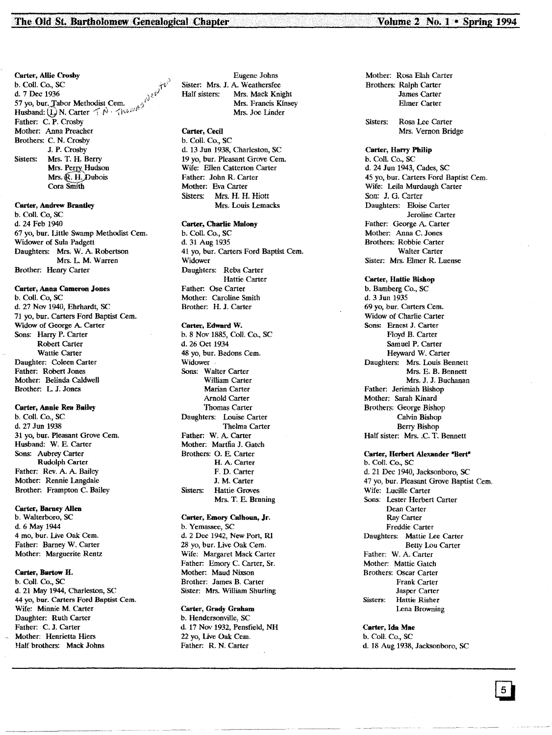**Carter, Allie Crosby**
b. Coll. Co., SC
d. 7 Dec 1936
57 yo, bur. Tabor Methodist Cem.
Husband: L. N. Carter T. N. Thomas Newton
Father: C. P. Crosby
Mother: Anna Preacher
Brothers: C. N. Crosby
J. P. Crosby
Sisters: Mrs. T. H. Berry
Mrs. Perry Hudson
Mrs. R. H. Dubois
Cora Smith

**Carter, Andrew Brantley**
b. Coll. Co, SC
d. 24 Feb 1940
67 yo, bur. Little Swamp Methodist Cem.
Widower of Sula Padgett
Daughters: Mrs. W. A. Robertson
Mrs. L. M. Warren
Brother: Henry Carter

**Carter, Anna Cameron Jones**
b. Coll. Co, SC
d. 27 Nov 1940, Ehrhardt, SC
71 yo, bur. Carters Ford Baptist Cem.
Widow of George A. Carter
Sons: Harry P. Carter
Robert Carter
Wattie Carter
Daughter: Coleen Carter
Father: Robert Jones
Mother: Belinda Caldwell
Brother: L. J. Jones

**Carter, Annie Rea Bailey**
b. Coll. Co., SC
d. 27 Jun 1938
31 yo, bur. Pleasant Grove Cem.
Husband: W. E. Carter
Sons: Aubrey Carter
Rudolph Carter
Father: Rev. A. A. Bailey
Mother: Rennie Langdale
Brother: Frampton C. Bailey

**Carter, Barney Allen**
b. Walterboro, SC
d. 6 May 1944
4 mo, bur. Live Oak Cem.
Father: Barney W. Carter
Mother: Marguerite Rentz

**Carter, Bartow H.**
b. Coll. Co., SC
d. 21 May 1944, Charleston, SC
44 yo, bur. Carters Ford Baptist Cem.
Wife: Minnie M. Carter
Daughter: Ruth Carter
Father: C. J. Carter
Mother: Henrietta Hiers
Half brothers: Mack Johns
Eugene Johns
Sister: Mrs. J. A. Weathersfee
Half sisters: Mrs. Mack Knight
Mrs. Francis Kinsey
Mrs. Joe Linder

**Carter, Cecil**
b. Coll. Co., SC
d. 13 Jun 1938, Charleston, SC
19 yo, bur. Pleasant Grove Cem.
Wife: Ellen Catterton Carter
Father: John R. Carter
Mother: Eva Carter
Sisters: Mrs. H. H. Hiott
Mrs. Louis Lemacks

**Carter, Charlie Malony**
b. Coll. Co., SC
d. 31 Aug 1935
41 yo, bur. Carters Ford Baptist Cem.
Widower
Daughters: Reba Carter
Hattie Carter
Father: Ose Carter
Mother: Caroline Smith
Brother: H. J. Carter

**Carter, Edward W.**
b. 8 Nov 1885, Coll. Co., SC
d. 26 Oct 1934
48 yo, bur. Bedons Cem.
Widower
Sons: Walter Carter
William Carter
Marian Carter
Arnold Carter
Thomas Carter
Daughters: Louise Carter
Thelma Carter
Father: W. A. Carter
Mother: Martha J. Gatch
Brothers: O. E. Carter
H. A. Carter
F. D. Carter
J. M. Carter
Sisters: Hattie Groves
Mrs. T. E. Brnning

**Carter, Emory Calhoun, Jr.**
b. Yemassee, SC
d. 2 Dec 1942, New Port, RI
28 yo, bur. Live Oak Cem.
Wife: Margaret Mack Carter
Father: Emory C. Carter, Sr.
Mother: Maud Nixson
Brother: James B. Carter
Sister: Mrs. William Shurling

**Carter, Grady Graham**
b. Hendersonville, SC
d. 17 Nov 1932, Pensfield, NH
22 yo, Live Oak Cem.
Father: R. N. Carter
Mother: Rosa Elah Carter
Brothers: Ralph Carter
James Carter
Elmer Carter
Sisters: Rosa Lee Carter
Mrs. Vernon Bridge

**Carter, Harry Philip**
b. Coll. Co., SC
d. 24 Jun 1943, Cades, SC
45 yo, bur. Carters Ford Baptist Cem.
Wife: Leila Murdaugh Carter
Son: J. G. Carter
Daughters: Eloise Carter
Jeroline Carter
Father: George A. Carter
Mother: Anna C. Jones
Brothers: Robbie Carter
Walter Carter
Sister: Mrs. Elmer R. Luense

**Carter, Hattie Bishop**
b. Bamberg Co., SC
d. 3 Jun 1935
69 yo, bur. Carters Cem.
Widow of Charlie Carter
Sons: Ernest J. Carter
Floyd B. Carter
Samuel P. Carter
Heyward W. Carter
Daughters: Mrs. Louis Bennett
Mrs. E. B. Bennett
Mrs. J. J. Buchanan
Father: Jerimiah Bishop
Mother: Sarah Kinard
Brothers: George Bishop
Calvin Bishop
Berry Bishop
Half sister: Mrs. .C. T. Bennett

**Carter, Herbert Alexander "Bert"**
b. Coll. Co., SC
d. 21 Dec 1940, Jacksonboro, SC
47 yo, bur. Pleasant Grove Baptist Cem.
Wife: Lucille Carter
Sons: Lester Herbert Carter
Dean Carter
Ray Carter
Freddie Carter
Daughters: Mattie Lee Carter
Betty Lou Carter
Father: W. A. Carter
Mother: Mattie Gatch
Brothers: Oscar Carter
Frank Carter
Jasper Carter
Sisters: Hattie Risher
Lena Browning

**Carter, Ida Mae**
b. Coll. Co., SC
d. 18 Aug 1938, Jacksonboro, SC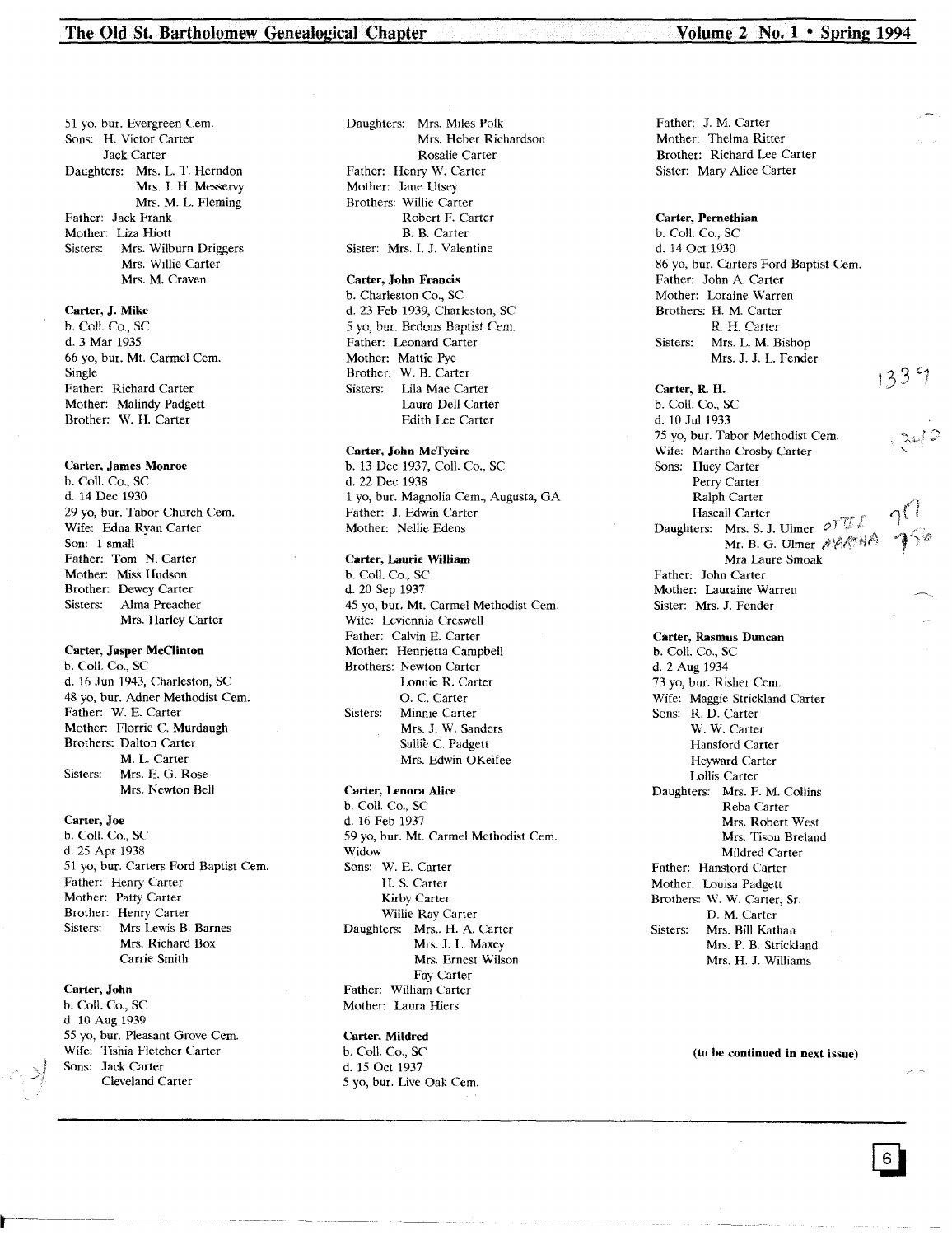51 yo, bur. Evergreen Cem.
Sons: H. Victor Carter
Jack Carter
Daughters: Mrs. L. T. Herndon
Mrs. J. H. Messervy
Mrs. M. L. Fleming
Father: Jack Frank
Mother: Liza Hiott
Sisters: Mrs. Wilburn Driggers
Mrs. Willie Carter
Mrs. M. Craven

**Carter, J. Mike**
b. Coll. Co., SC
d. 3 Mar 1935
66 yo, bur. Mt. Carmel Cem.
Single
Father: Richard Carter
Mother: Malindy Padgett
Brother: W. H. Carter

**Carter, James Monroe**
b. Coll. Co., SC
d. 14 Dec 1930
29 yo, bur. Tabor Church Cem.
Wife: Edna Ryan Carter
Son: 1 small
Father: Tom N. Carter
Mother: Miss Hudson
Brother: Dewey Carter
Sisters: Alma Preacher
Mrs. Harley Carter

**Carter, Jasper McClinton**
b. Coll. Co., SC
d. 16 Jun 1943, Charleston, SC
48 yo, bur. Adner Methodist Cem.
Father: W. E. Carter
Mother: Florrie C. Murdaugh
Brothers: Dalton Carter
M. L. Carter
Sisters: Mrs. E. G. Rose
Mrs. Newton Bell

**Carter, Joe**
b. Coll. Co., SC
d. 25 Apr 1938
51 yo, bur. Carters Ford Baptist Cem.
Father: Henry Carter
Mother: Patty Carter
Brother: Henry Carter
Sisters: Mrs Lewis B. Barnes
Mrs. Richard Box
Carrie Smith

**Carter, John**
b. Coll. Co., SC
d. 10 Aug 1939
55 yo, bur. Pleasant Grove Cem.
Wife: Tishia Fletcher Carter
Sons: Jack Carter
Cleveland Carter
Daughters: Mrs. Miles Polk
Mrs. Heber Richardson
Rosalie Carter
Father: Henry W. Carter
Mother: Jane Utsey
Brothers: Willie Carter
Robert F. Carter
B. B. Carter
Sister: Mrs. I. J. Valentine

**Carter, John Francis**
b. Charleston Co., SC
d. 23 Feb 1939, Charleston, SC
5 yo, bur. Bedons Baptist Cem.
Father: Leonard Carter
Mother: Mattie Pye
Brother: W. B. Carter
Sisters: Lila Mae Carter
Laura Dell Carter
Edith Lee Carter

**Carter, John McTyeire**
b. 13 Dec 1937, Coll. Co., SC
d. 22 Dec 1938
1 yo, bur. Magnolia Cem., Augusta, GA
Father: J. Edwin Carter
Mother: Nellie Edens

**Carter, Laurie William**
b. Coll. Co., SC
d. 20 Sep 1937
45 yo, bur. Mt. Carmel Methodist Cem.
Wife: Leviennia Creswell
Father: Calvin E. Carter
Mother: Henrietta Campbell
Brothers: Newton Carter
Lonnie R. Carter
O. C. Carter
Sisters: Minnie Carter
Mrs. J. W. Sanders
Sallie C. Padgett
Mrs. Edwin OKeifee

**Carter, Lenora Alice**
b. Coll. Co., SC
d. 16 Feb 1937
59 yo, bur. Mt. Carmel Methodist Cem.
Widow
Sons: W. E. Carter
H. S. Carter
Kirby Carter
Willie Ray Carter
Daughters: Mrs.. H. A. Carter
Mrs. J. L. Maxey
Mrs. Ernest Wilson
Fay Carter
Father: William Carter
Mother: Laura Hiers

**Carter, Mildred**
b. Coll. Co., SC
d. 15 Oct 1937
5 yo, bur. Live Oak Cem.
Father: J. M. Carter
Mother: Thelma Ritter
Brother: Richard Lee Carter
Sister: Mary Alice Carter

**Carter, Pernethian**
b. Coll. Co., SC
d. 14 Oct 1930
86 yo, bur. Carters Ford Baptist Cem.
Father: John A. Carter
Mother: Loraine Warren
Brothers: H. M. Carter
R. H. Carter
Sisters: Mrs. L. M. Bishop
Mrs. J. J. L. Fender

**Carter, R. H.**
b. Coll. Co., SC
d. 10 Jul 1933
75 yo, bur. Tabor Methodist Cem.
Wife: Martha Crosby Carter
Sons: Huey Carter
Perry Carter
Ralph Carter
Hascall Carter
Daughters: Mrs. S. J. Ulmer
Mr. B. G. Ulmer
Mra Laure Smoak
Father: John Carter
Mother: Lauraine Warren
Sister: Mrs. J. Fender

**Carter, Rasmus Duncan**
b. Coll. Co., SC
d. 2 Aug 1934
73 yo, bur. Risher Cem.
Wife: Maggie Strickland Carter
Sons: R. D. Carter
W. W. Carter
Hansford Carter
Heyward Carter
Lollis Carter
Daughters: Mrs. F. M. Collins
Reba Carter
Mrs. Robert West
Mrs. Tison Breland
Mildred Carter
Father: Hansford Carter
Mother: Louisa Padgett
Brothers: W. W. Carter, Sr.
D. M. Carter
Sisters: Mrs. Bill Kathan
Mrs. P. B. Strickland
Mrs. H. J. Williams

**(to be continued in next issue)**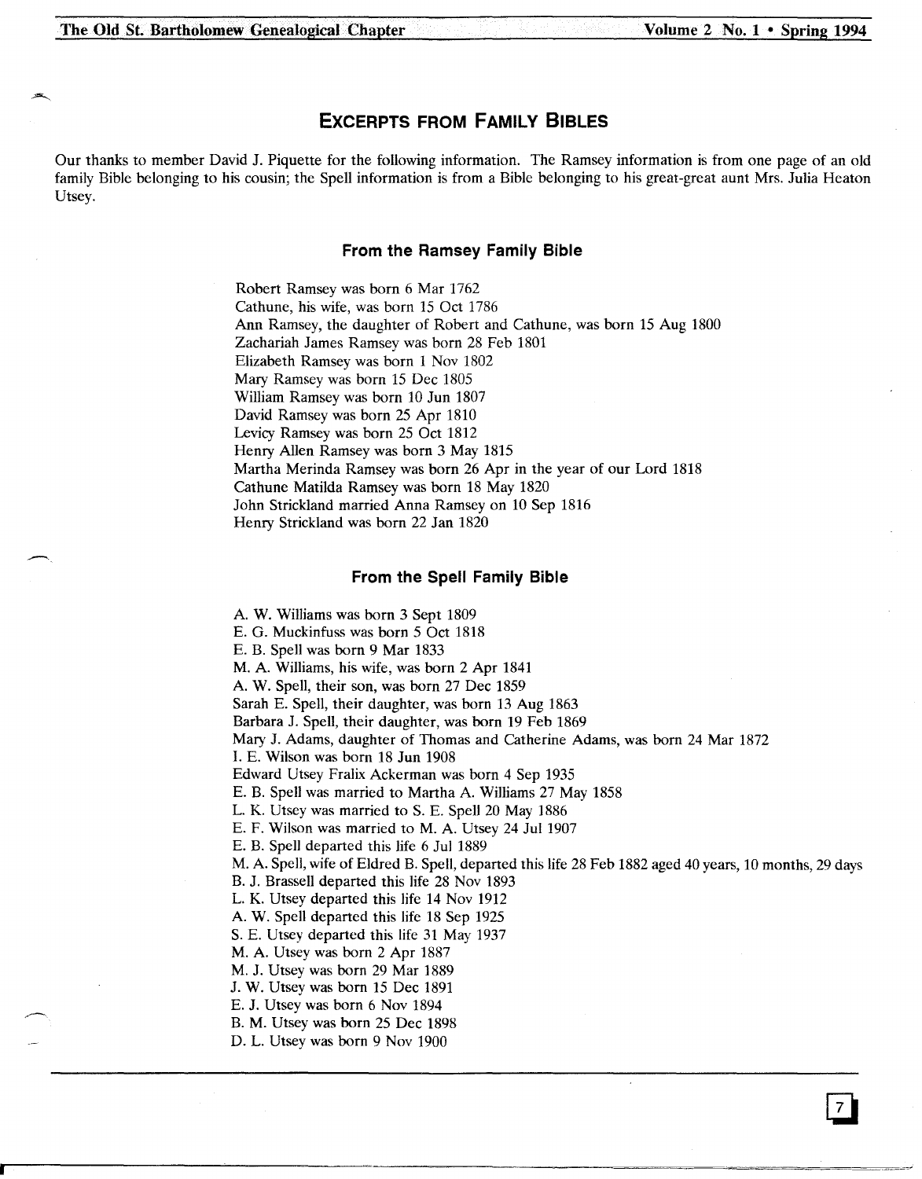## EXCERPTS FROM FAMILY BIBLES

Our thanks to member David J. Piquette for the following information. The Ramsey information is from one page of an old family Bible belonging to his cousin; the Spell information is from a Bible belonging to his great-great aunt Mrs. Julia Heaton Utsey.

### From the Ramsey Family Bible

Robert Ramsey was born 6 Mar 1762
Cathune, his wife, was born 15 Oct 1786
Ann Ramsey, the daughter of Robert and Cathune, was born 15 Aug 1800
Zachariah James Ramsey was born 28 Feb 1801
Elizabeth Ramsey was born 1 Nov 1802
Mary Ramsey was born 15 Dec 1805
William Ramsey was born 10 Jun 1807
David Ramsey was born 25 Apr 1810
Levicy Ramsey was born 25 Oct 1812
Henry Allen Ramsey was born 3 May 1815
Martha Merinda Ramsey was born 26 Apr in the year of our Lord 1818
Cathune Matilda Ramsey was born 18 May 1820
John Strickland married Anna Ramsey on 10 Sep 1816
Henry Strickland was born 22 Jan 1820

### From the Spell Family Bible

A. W. Williams was born 3 Sept 1809
E. G. Muckinfuss was born 5 Oct 1818
E. B. Spell was born 9 Mar 1833
M. A. Williams, his wife, was born 2 Apr 1841
A. W. Spell, their son, was born 27 Dec 1859
Sarah E. Spell, their daughter, was born 13 Aug 1863
Barbara J. Spell, their daughter, was born 19 Feb 1869
Mary J. Adams, daughter of Thomas and Catherine Adams, was born 24 Mar 1872
I. E. Wilson was born 18 Jun 1908
Edward Utsey Fralix Ackerman was born 4 Sep 1935
E. B. Spell was married to Martha A. Williams 27 May 1858
L. K. Utsey was married to S. E. Spell 20 May 1886
E. F. Wilson was married to M. A. Utsey 24 Jul 1907
E. B. Spell departed this life 6 Jul 1889
M. A. Spell, wife of Eldred B. Spell, departed this life 28 Feb 1882 aged 40 years, 10 months, 29 days
B. J. Brassell departed this life 28 Nov 1893
L. K. Utsey departed this life 14 Nov 1912
A. W. Spell departed this life 18 Sep 1925
S. E. Utsey departed this life 31 May 1937
M. A. Utsey was born 2 Apr 1887
M. J. Utsey was born 29 Mar 1889
J. W. Utsey was born 15 Dec 1891
E. J. Utsey was born 6 Nov 1894
B. M. Utsey was born 25 Dec 1898
D. L. Utsey was born 9 Nov 1900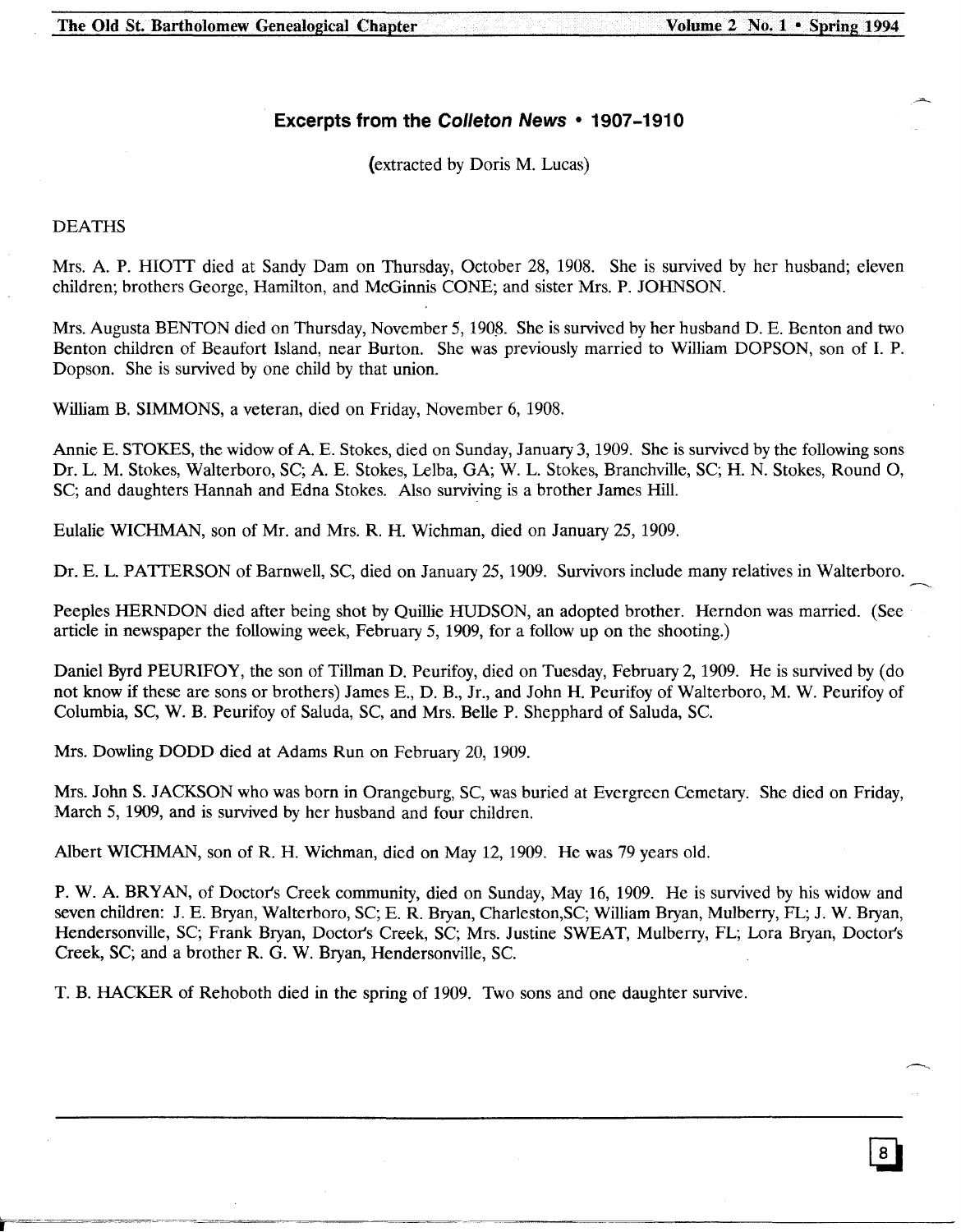## Excerpts from the *Colleton News* • 1907–1910

(extracted by Doris M. Lucas)

DEATHS

Mrs. A. P. HIOTT died at Sandy Dam on Thursday, October 28, 1908. She is survived by her husband; eleven children; brothers George, Hamilton, and McGinnis CONE; and sister Mrs. P. JOHNSON.

Mrs. Augusta BENTON died on Thursday, November 5, 1908. She is survived by her husband D. E. Benton and two Benton children of Beaufort Island, near Burton. She was previously married to William DOPSON, son of I. P. Dopson. She is survived by one child by that union.

William B. SIMMONS, a veteran, died on Friday, November 6, 1908.

Annie E. STOKES, the widow of A. E. Stokes, died on Sunday, January 3, 1909. She is survived by the following sons Dr. L. M. Stokes, Walterboro, SC; A. E. Stokes, Lelba, GA; W. L. Stokes, Branchville, SC; H. N. Stokes, Round O, SC; and daughters Hannah and Edna Stokes. Also surviving is a brother James Hill.

Eulalie WICHMAN, son of Mr. and Mrs. R. H. Wichman, died on January 25, 1909.

Dr. E. L. PATTERSON of Barnwell, SC, died on January 25, 1909. Survivors include many relatives in Walterboro.

Peeples HERNDON died after being shot by Quillie HUDSON, an adopted brother. Herndon was married. (See article in newspaper the following week, February 5, 1909, for a follow up on the shooting.)

Daniel Byrd PEURIFOY, the son of Tillman D. Peurifoy, died on Tuesday, February 2, 1909. He is survived by (do not know if these are sons or brothers) James E., D. B., Jr., and John H. Peurifoy of Walterboro, M. W. Peurifoy of Columbia, SC, W. B. Peurifoy of Saluda, SC, and Mrs. Belle P. Shepphard of Saluda, SC.

Mrs. Dowling DODD died at Adams Run on February 20, 1909.

Mrs. John S. JACKSON who was born in Orangeburg, SC, was buried at Evergreen Cemetary. She died on Friday, March 5, 1909, and is survived by her husband and four children.

Albert WICHMAN, son of R. H. Wichman, died on May 12, 1909. He was 79 years old.

P. W. A. BRYAN, of Doctor's Creek community, died on Sunday, May 16, 1909. He is survived by his widow and seven children: J. E. Bryan, Walterboro, SC; E. R. Bryan, Charleston,SC; William Bryan, Mulberry, FL; J. W. Bryan, Hendersonville, SC; Frank Bryan, Doctor's Creek, SC; Mrs. Justine SWEAT, Mulberry, FL; Lora Bryan, Doctor's Creek, SC; and a brother R. G. W. Bryan, Hendersonville, SC.

T. B. HACKER of Rehoboth died in the spring of 1909. Two sons and one daughter survive.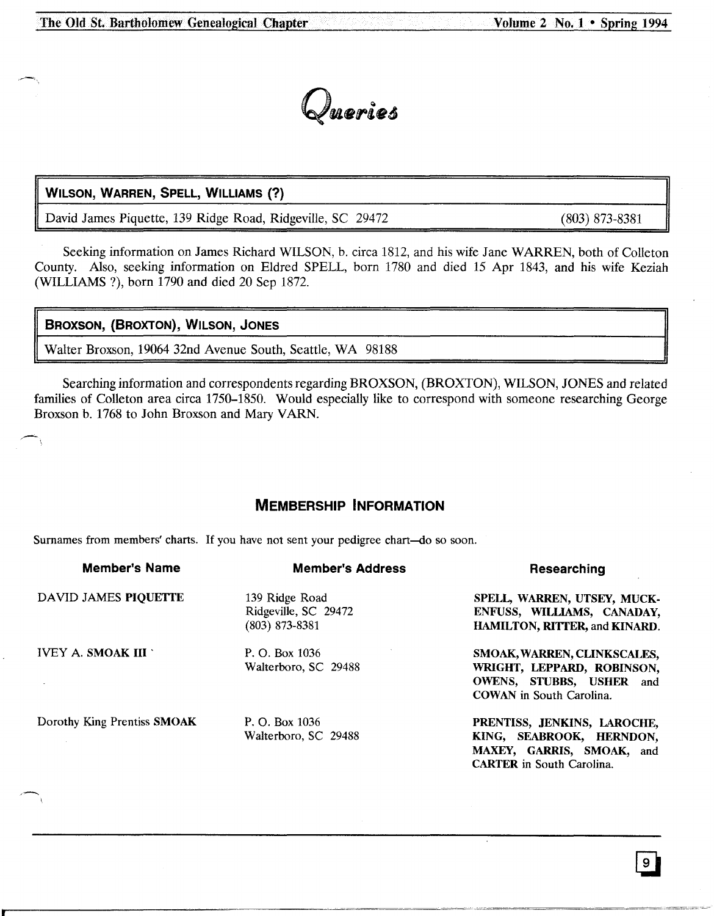# Queries

## WILSON, WARREN, SPELL, WILLIAMS (?)

David James Piquette, 139 Ridge Road, Ridgeville, SC 29472 (803) 873-8381

Seeking information on James Richard WILSON, b. circa 1812, and his wife Jane WARREN, both of Colleton County. Also, seeking information on Eldred SPELL, born 1780 and died 15 Apr 1843, and his wife Keziah (WILLIAMS ?), born 1790 and died 20 Sep 1872.

## BROXSON, (BROXTON), WILSON, JONES

Walter Broxson, 19064 32nd Avenue South, Seattle, WA 98188

Searching information and correspondents regarding BROXSON, (BROXTON), WILSON, JONES and related families of Colleton area circa 1750–1850. Would especially like to correspond with someone researching George Broxson b. 1768 to John Broxson and Mary VARN.

## MEMBERSHIP INFORMATION

Surnames from members' charts. If you have not sent your pedigree chart—do so soon.

| Member's Name | Member's Address | Researching |
|---|---|---|
| DAVID JAMES **PIQUETTE** | 139 Ridge Road<br>Ridgeville, SC 29472<br>(803) 873-8381 | **SPELL, WARREN, UTSEY, MUCKENFUSS, WILLIAMS, CANADAY, HAMILTON, RITTER,** and **KINARD**. |
| IVEY A. **SMOAK III** | P. O. Box 1036<br>Walterboro, SC 29488 | **SMOAK, WARREN, CLINKSCALES, WRIGHT, LEPPARD, ROBINSON, OWENS, STUBBS, USHER** and **COWAN** in South Carolina. |
| Dorothy King Prentiss **SMOAK** | P. O. Box 1036<br>Walterboro, SC 29488 | **PRENTISS, JENKINS, LAROCHE, KING, SEABROOK, HERNDON, MAXEY, GARRIS, SMOAK,** and **CARTER** in South Carolina. |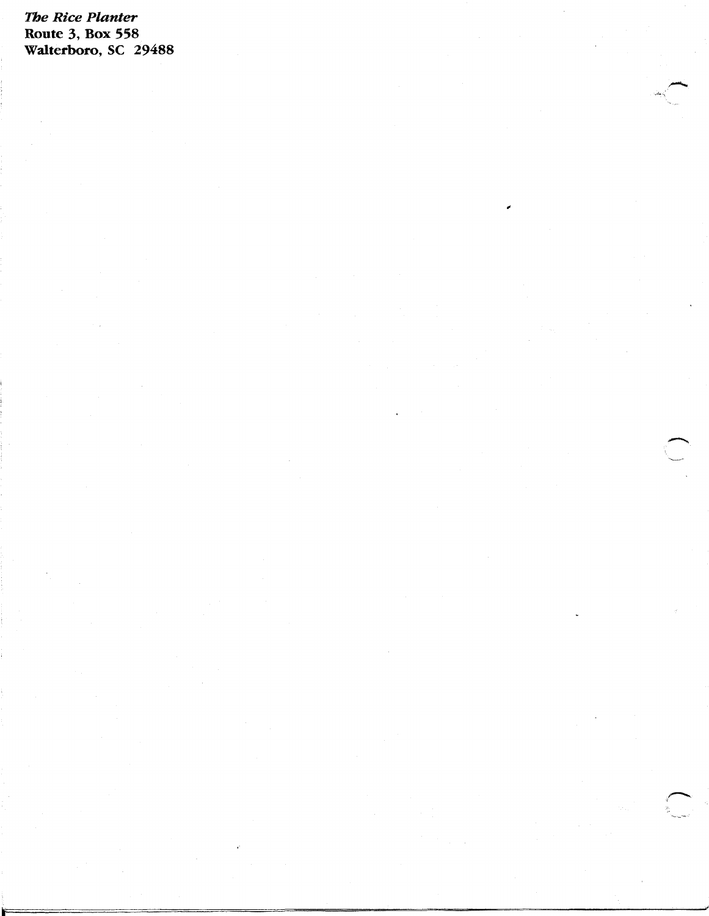*The Rice Planter*
**Route 3, Box 558**
**Walterboro, SC 29488**